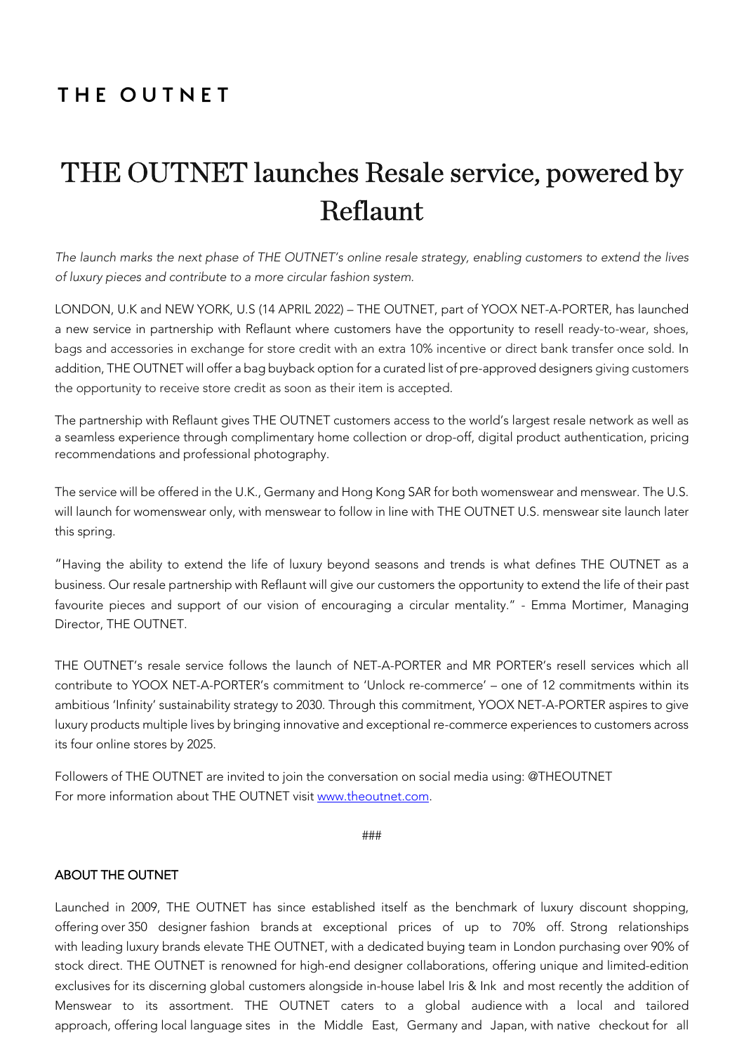**THE OUTNET**

# THE OUTNET launches Resale service, powered by Reflaunt

*The launch marks the next phase of THE OUTNET's online resale strategy, enabling customers to extend the lives of luxury pieces and contribute to a more circular fashion system.*

LONDON, U.K and NEW YORK, U.S (14 APRIL 2022) – THE OUTNET, part of YOOX NET-A-PORTER, has launched a new service in partnership with Reflaunt where customers have the opportunity to resell ready-to-wear, shoes, bags and accessories in exchange for store credit with an extra 10% incentive or direct bank transfer once sold. In addition, THE OUTNET will offer a bag buyback option for a curated list of pre-approved designers giving customers the opportunity to receive store credit as soon as their item is accepted.

The partnership with Reflaunt gives THE OUTNET customers access to the world's largest resale network as well as a seamless experience through complimentary home collection or drop-off, digital product authentication, pricing recommendations and professional photography.

The service will be offered in the U.K., Germany and Hong Kong SAR for both womenswear and menswear. The U.S. will launch for womenswear only, with menswear to follow in line with THE OUTNET U.S. menswear site launch later this spring.

"Having the ability to extend the life of luxury beyond seasons and trends is what defines THE OUTNET as a business. Our resale partnership with Reflaunt will give our customers the opportunity to extend the life of their past favourite pieces and support of our vision of encouraging a circular mentality." - Emma Mortimer, Managing Director, THE OUTNET.

THE OUTNET's resale service follows the launch of NET-A-PORTER and MR PORTER's resell services which all contribute to YOOX NET-A-PORTER's commitment to 'Unlock re-commerce' – one of 12 commitments within its ambitious 'Infinity' sustainability strategy to 2030. Through this commitment, YOOX NET-A-PORTER aspires to give luxury products multiple lives by bringing innovative and exceptional re-commerce experiences to customers across its four online stores by 2025.

Followers of THE OUTNET are invited to join the conversation on social media using: @THEOUTNET
For more information about THE OUTNET visit [www.theoutnet.com](http://www.theoutnet.com).

###

**ABOUT THE OUTNET**

Launched in 2009, THE OUTNET has since established itself as the benchmark of luxury discount shopping, offering over 350 designer fashion brands at exceptional prices of up to 70% off. Strong relationships with leading luxury brands elevate THE OUTNET, with a dedicated buying team in London purchasing over 90% of stock direct. THE OUTNET is renowned for high-end designer collaborations, offering unique and limited-edition exclusives for its discerning global customers alongside in-house label Iris & Ink and most recently the addition of Menswear to its assortment. THE OUTNET caters to a global audience with a local and tailored approach, offering local language sites in the Middle East, Germany and Japan, with native checkout for all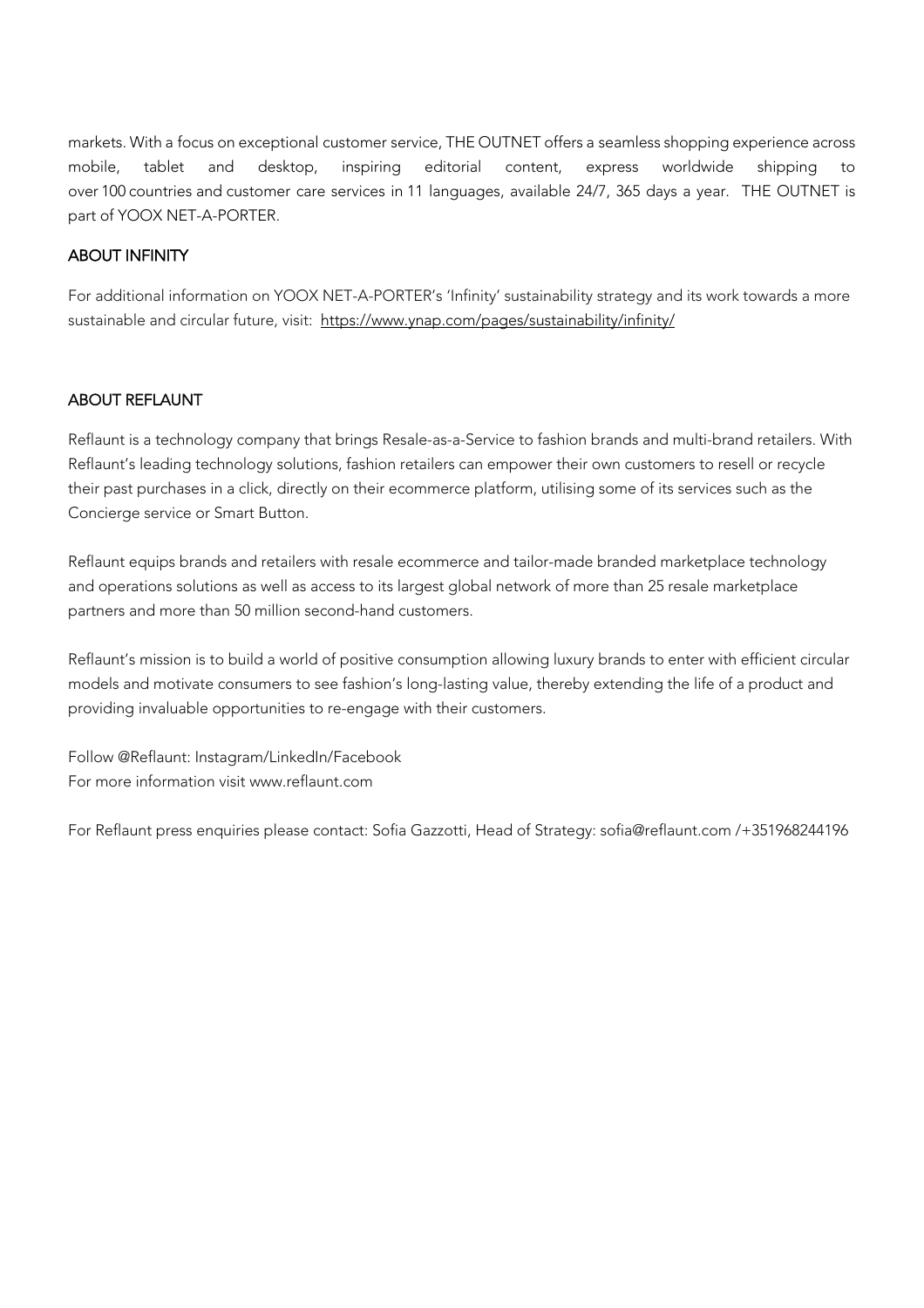markets. With a focus on exceptional customer service, THE OUTNET offers a seamless shopping experience across mobile, tablet and desktop, inspiring editorial content, express worldwide shipping to over 100 countries and customer care services in 11 languages, available 24/7, 365 days a year. THE OUTNET is part of YOOX NET-A-PORTER.

## ABOUT INFINITY

For additional information on YOOX NET-A-PORTER's 'Infinity' sustainability strategy and its work towards a more sustainable and circular future, visit: https://www.ynap.com/pages/sustainability/infinity/

## ABOUT REFLAUNT

Reflaunt is a technology company that brings Resale-as-a-Service to fashion brands and multi-brand retailers. With Reflaunt's leading technology solutions, fashion retailers can empower their own customers to resell or recycle their past purchases in a click, directly on their ecommerce platform, utilising some of its services such as the Concierge service or Smart Button.

Reflaunt equips brands and retailers with resale ecommerce and tailor-made branded marketplace technology and operations solutions as well as access to its largest global network of more than 25 resale marketplace partners and more than 50 million second-hand customers.

Reflaunt's mission is to build a world of positive consumption allowing luxury brands to enter with efficient circular models and motivate consumers to see fashion's long-lasting value, thereby extending the life of a product and providing invaluable opportunities to re-engage with their customers.

Follow @Reflaunt: Instagram/LinkedIn/Facebook
For more information visit www.reflaunt.com

For Reflaunt press enquiries please contact: Sofia Gazzotti, Head of Strategy: sofia@reflaunt.com /+351968244196